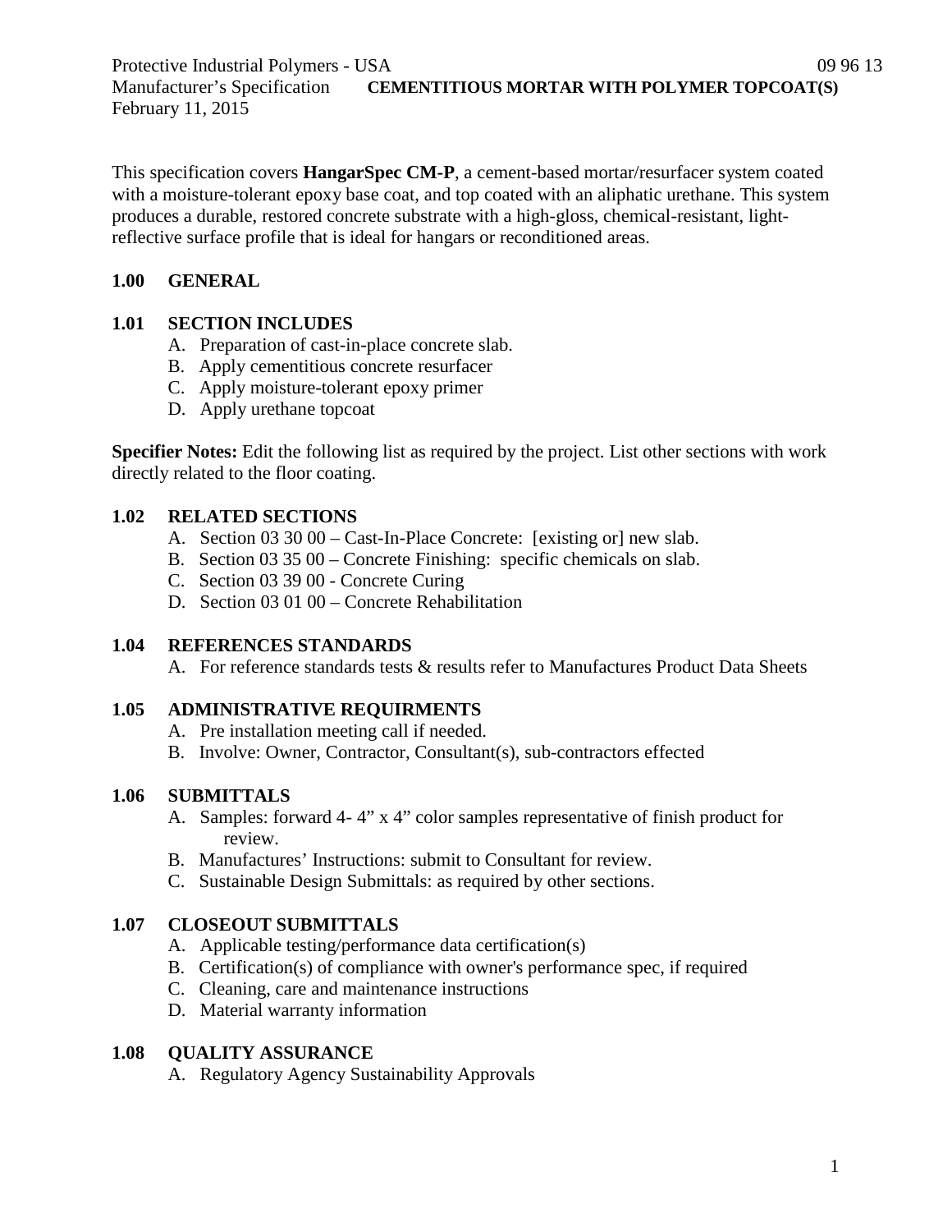Protective Industrial Polymers - USA 09 96 13
Manufacturer's Specification **CEMENTITIOUS MORTAR WITH POLYMER TOPCOAT(S)**
February 11, 2015

This specification covers **HangarSpec CM-P**, a cement-based mortar/resurfacer system coated with a moisture-tolerant epoxy base coat, and top coated with an aliphatic urethane. This system produces a durable, restored concrete substrate with a high-gloss, chemical-resistant, light-reflective surface profile that is ideal for hangars or reconditioned areas.

## 1.00 GENERAL

### 1.01 SECTION INCLUDES

A. Preparation of cast-in-place concrete slab.
B. Apply cementitious concrete resurfacer
C. Apply moisture-tolerant epoxy primer
D. Apply urethane topcoat

**Specifier Notes:** Edit the following list as required by the project. List other sections with work directly related to the floor coating.

### 1.02 RELATED SECTIONS

A. Section 03 30 00 – Cast-In-Place Concrete: [existing or] new slab.
B. Section 03 35 00 – Concrete Finishing: specific chemicals on slab.
C. Section 03 39 00 - Concrete Curing
D. Section 03 01 00 – Concrete Rehabilitation

### 1.04 REFERENCES STANDARDS

A. For reference standards tests & results refer to Manufactures Product Data Sheets

### 1.05 ADMINISTRATIVE REQUIRMENTS

A. Pre installation meeting call if needed.
B. Involve: Owner, Contractor, Consultant(s), sub-contractors effected

### 1.06 SUBMITTALS

A. Samples: forward 4- 4" x 4" color samples representative of finish product for review.
B. Manufactures' Instructions: submit to Consultant for review.
C. Sustainable Design Submittals: as required by other sections.

### 1.07 CLOSEOUT SUBMITTALS

A. Applicable testing/performance data certification(s)
B. Certification(s) of compliance with owner's performance spec, if required
C. Cleaning, care and maintenance instructions
D. Material warranty information

### 1.08 QUALITY ASSURANCE

A. Regulatory Agency Sustainability Approvals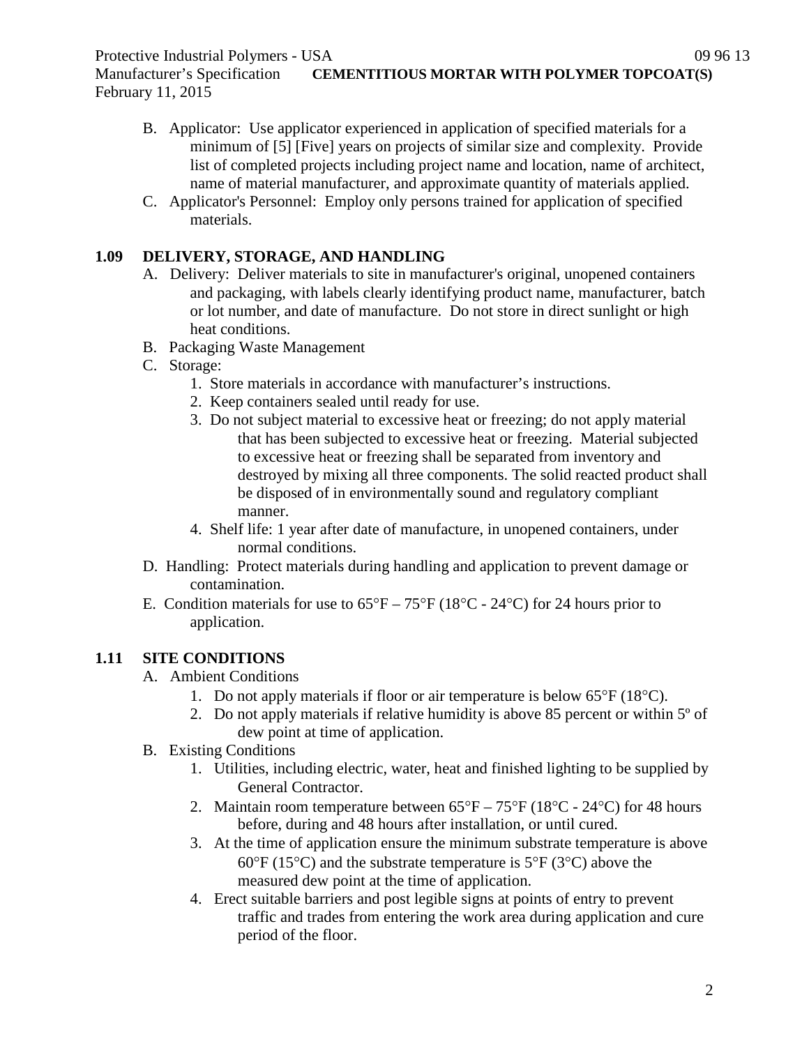B. Applicator: Use applicator experienced in application of specified materials for a minimum of [5] [Five] years on projects of similar size and complexity. Provide list of completed projects including project name and location, name of architect, name of material manufacturer, and approximate quantity of materials applied.

C. Applicator's Personnel: Employ only persons trained for application of specified materials.

## 1.09 DELIVERY, STORAGE, AND HANDLING

A. Delivery: Deliver materials to site in manufacturer's original, unopened containers and packaging, with labels clearly identifying product name, manufacturer, batch or lot number, and date of manufacture. Do not store in direct sunlight or high heat conditions.

B. Packaging Waste Management

C. Storage:

1. Store materials in accordance with manufacturer's instructions.
2. Keep containers sealed until ready for use.
3. Do not subject material to excessive heat or freezing; do not apply material that has been subjected to excessive heat or freezing. Material subjected to excessive heat or freezing shall be separated from inventory and destroyed by mixing all three components. The solid reacted product shall be disposed of in environmentally sound and regulatory compliant manner.
4. Shelf life: 1 year after date of manufacture, in unopened containers, under normal conditions.

D. Handling: Protect materials during handling and application to prevent damage or contamination.

E. Condition materials for use to 65°F – 75°F (18°C - 24°C) for 24 hours prior to application.

## 1.11 SITE CONDITIONS

A. Ambient Conditions

1. Do not apply materials if floor or air temperature is below 65°F (18°C).
2. Do not apply materials if relative humidity is above 85 percent or within 5º of dew point at time of application.

B. Existing Conditions

1. Utilities, including electric, water, heat and finished lighting to be supplied by General Contractor.
2. Maintain room temperature between 65°F – 75°F (18°C - 24°C) for 48 hours before, during and 48 hours after installation, or until cured.
3. At the time of application ensure the minimum substrate temperature is above 60°F (15°C) and the substrate temperature is 5°F (3°C) above the measured dew point at the time of application.
4. Erect suitable barriers and post legible signs at points of entry to prevent traffic and trades from entering the work area during application and cure period of the floor.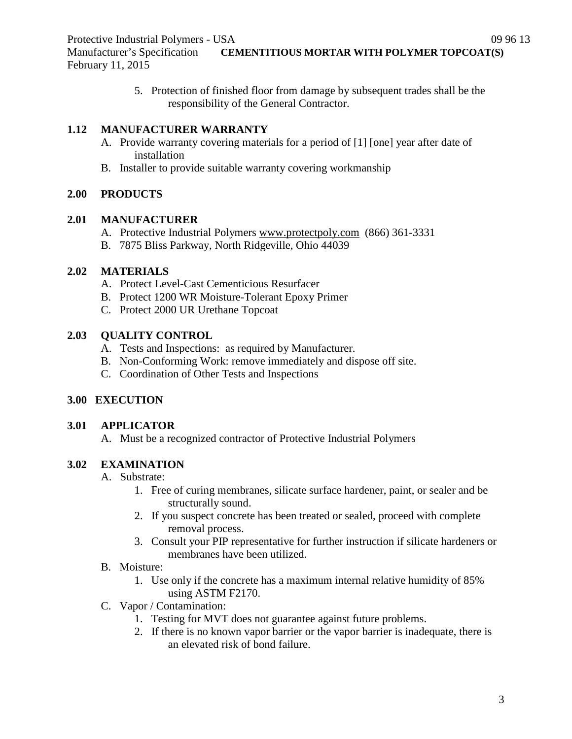5. Protection of finished floor from damage by subsequent trades shall be the responsibility of the General Contractor.

## 1.12 MANUFACTURER WARRANTY

A. Provide warranty covering materials for a period of [1] [one] year after date of installation

B. Installer to provide suitable warranty covering workmanship

## 2.00 PRODUCTS

## 2.01 MANUFACTURER

A. Protective Industrial Polymers www.protectpoly.com (866) 361-3331

B. 7875 Bliss Parkway, North Ridgeville, Ohio 44039

## 2.02 MATERIALS

A. Protect Level-Cast Cementicious Resurfacer

B. Protect 1200 WR Moisture-Tolerant Epoxy Primer

C. Protect 2000 UR Urethane Topcoat

## 2.03 QUALITY CONTROL

A. Tests and Inspections: as required by Manufacturer.

B. Non-Conforming Work: remove immediately and dispose off site.

C. Coordination of Other Tests and Inspections

## 3.00 EXECUTION

## 3.01 APPLICATOR

A. Must be a recognized contractor of Protective Industrial Polymers

## 3.02 EXAMINATION

A. Substrate:

1. Free of curing membranes, silicate surface hardener, paint, or sealer and be structurally sound.
2. If you suspect concrete has been treated or sealed, proceed with complete removal process.
3. Consult your PIP representative for further instruction if silicate hardeners or membranes have been utilized.

B. Moisture:

1. Use only if the concrete has a maximum internal relative humidity of 85% using ASTM F2170.

C. Vapor / Contamination:

1. Testing for MVT does not guarantee against future problems.
2. If there is no known vapor barrier or the vapor barrier is inadequate, there is an elevated risk of bond failure.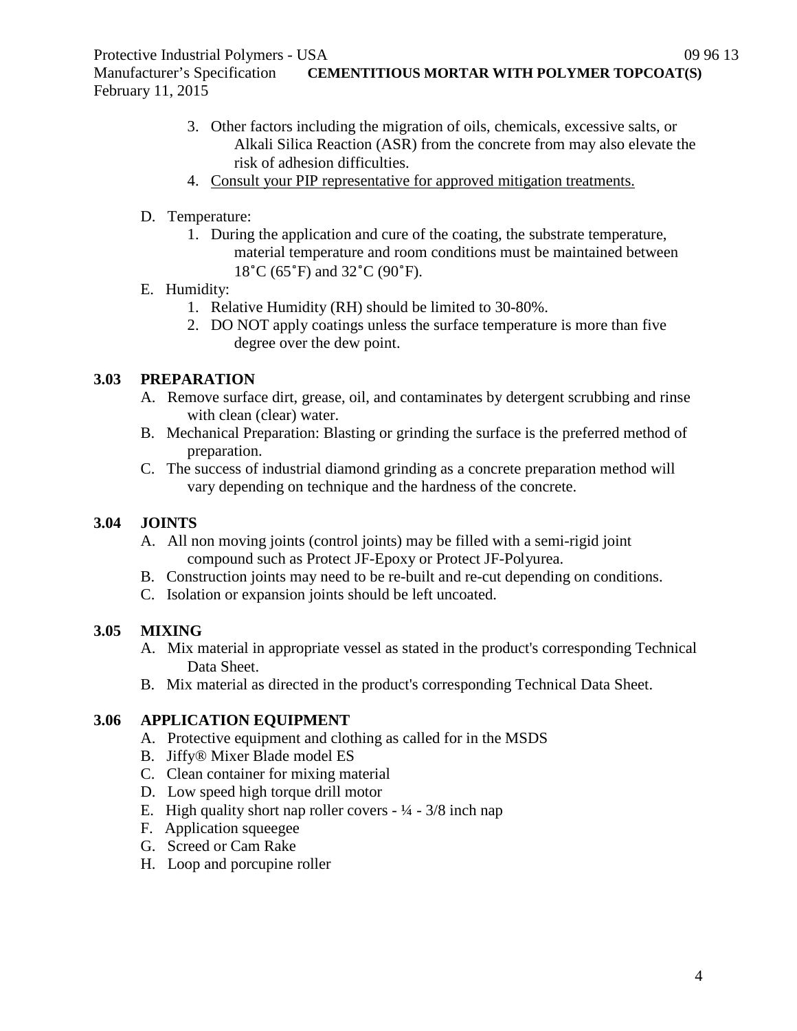3. Other factors including the migration of oils, chemicals, excessive salts, or Alkali Silica Reaction (ASR) from the concrete from may also elevate the risk of adhesion difficulties.
4. Consult your PIP representative for approved mitigation treatments.

D. Temperature:
   1. During the application and cure of the coating, the substrate temperature, material temperature and room conditions must be maintained between 18˚C (65˚F) and 32˚C (90˚F).

E. Humidity:
   1. Relative Humidity (RH) should be limited to 30-80%.
   2. DO NOT apply coatings unless the surface temperature is more than five degree over the dew point.

**3.03 PREPARATION**

A. Remove surface dirt, grease, oil, and contaminates by detergent scrubbing and rinse with clean (clear) water.

B. Mechanical Preparation: Blasting or grinding the surface is the preferred method of preparation.

C. The success of industrial diamond grinding as a concrete preparation method will vary depending on technique and the hardness of the concrete.

**3.04 JOINTS**

A. All non moving joints (control joints) may be filled with a semi-rigid joint compound such as Protect JF-Epoxy or Protect JF-Polyurea.

B. Construction joints may need to be re-built and re-cut depending on conditions.

C. Isolation or expansion joints should be left uncoated.

**3.05 MIXING**

A. Mix material in appropriate vessel as stated in the product's corresponding Technical Data Sheet.

B. Mix material as directed in the product's corresponding Technical Data Sheet.

**3.06 APPLICATION EQUIPMENT**

A. Protective equipment and clothing as called for in the MSDS

B. Jiffy® Mixer Blade model ES

C. Clean container for mixing material

D. Low speed high torque drill motor

E. High quality short nap roller covers - ¼ - 3/8 inch nap

F. Application squeegee

G. Screed or Cam Rake

H. Loop and porcupine roller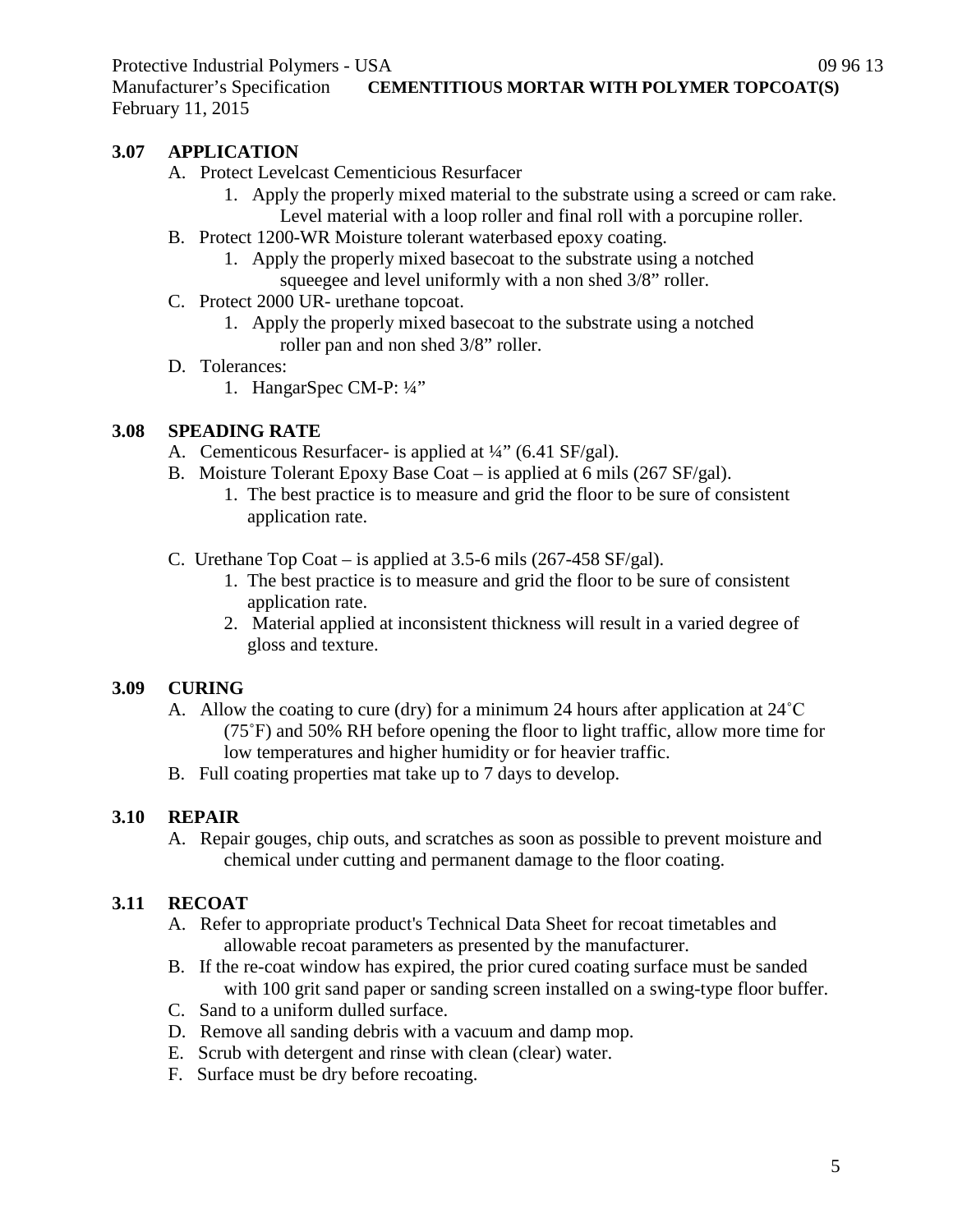## 3.07 APPLICATION

A. Protect Levelcast Cementicious Resurfacer

1. Apply the properly mixed material to the substrate using a screed or cam rake. Level material with a loop roller and final roll with a porcupine roller.

B. Protect 1200-WR Moisture tolerant waterbased epoxy coating.

1. Apply the properly mixed basecoat to the substrate using a notched squeegee and level uniformly with a non shed 3/8" roller.

C. Protect 2000 UR- urethane topcoat.

1. Apply the properly mixed basecoat to the substrate using a notched roller pan and non shed 3/8" roller.

D. Tolerances:

1. HangarSpec CM-P: ¼"

## 3.08 SPEADING RATE

A. Cementicous Resurfacer- is applied at ¼" (6.41 SF/gal).

B. Moisture Tolerant Epoxy Base Coat – is applied at 6 mils (267 SF/gal).

1. The best practice is to measure and grid the floor to be sure of consistent application rate.

C. Urethane Top Coat – is applied at 3.5-6 mils (267-458 SF/gal).

1. The best practice is to measure and grid the floor to be sure of consistent application rate.
2. Material applied at inconsistent thickness will result in a varied degree of gloss and texture.

## 3.09 CURING

A. Allow the coating to cure (dry) for a minimum 24 hours after application at 24˚C (75˚F) and 50% RH before opening the floor to light traffic, allow more time for low temperatures and higher humidity or for heavier traffic.

B. Full coating properties mat take up to 7 days to develop.

## 3.10 REPAIR

A. Repair gouges, chip outs, and scratches as soon as possible to prevent moisture and chemical under cutting and permanent damage to the floor coating.

## 3.11 RECOAT

A. Refer to appropriate product's Technical Data Sheet for recoat timetables and allowable recoat parameters as presented by the manufacturer.

B. If the re-coat window has expired, the prior cured coating surface must be sanded with 100 grit sand paper or sanding screen installed on a swing-type floor buffer.

C. Sand to a uniform dulled surface.

D. Remove all sanding debris with a vacuum and damp mop.

E. Scrub with detergent and rinse with clean (clear) water.

F. Surface must be dry before recoating.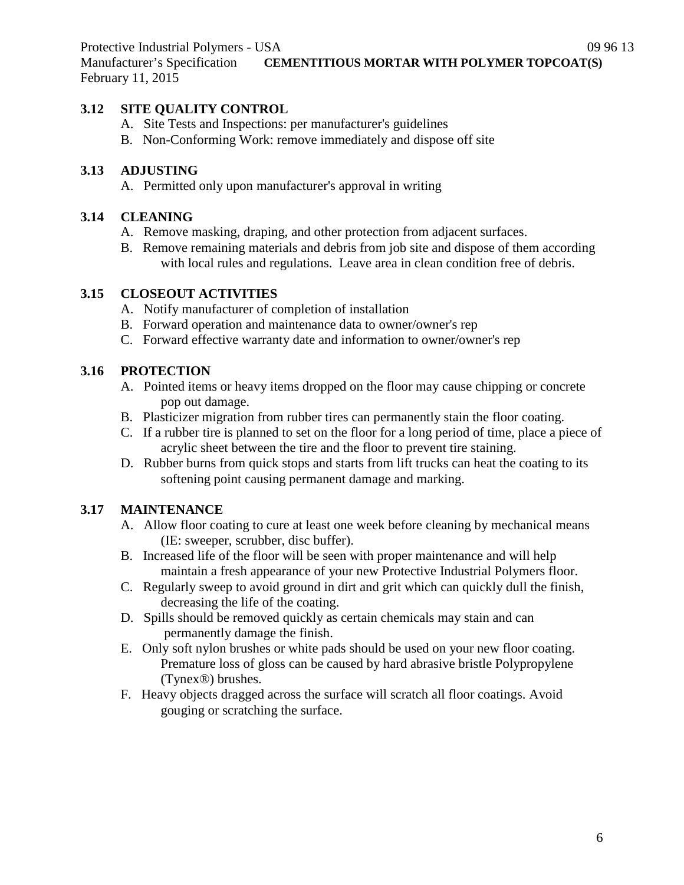### 3.12 SITE QUALITY CONTROL

A. Site Tests and Inspections: per manufacturer's guidelines
B. Non-Conforming Work: remove immediately and dispose off site

### 3.13 ADJUSTING

A. Permitted only upon manufacturer's approval in writing

### 3.14 CLEANING

A. Remove masking, draping, and other protection from adjacent surfaces.
B. Remove remaining materials and debris from job site and dispose of them according with local rules and regulations. Leave area in clean condition free of debris.

### 3.15 CLOSEOUT ACTIVITIES

A. Notify manufacturer of completion of installation
B. Forward operation and maintenance data to owner/owner's rep
C. Forward effective warranty date and information to owner/owner's rep

### 3.16 PROTECTION

A. Pointed items or heavy items dropped on the floor may cause chipping or concrete pop out damage.
B. Plasticizer migration from rubber tires can permanently stain the floor coating.
C. If a rubber tire is planned to set on the floor for a long period of time, place a piece of acrylic sheet between the tire and the floor to prevent tire staining.
D. Rubber burns from quick stops and starts from lift trucks can heat the coating to its softening point causing permanent damage and marking.

### 3.17 MAINTENANCE

A. Allow floor coating to cure at least one week before cleaning by mechanical means (IE: sweeper, scrubber, disc buffer).
B. Increased life of the floor will be seen with proper maintenance and will help maintain a fresh appearance of your new Protective Industrial Polymers floor.
C. Regularly sweep to avoid ground in dirt and grit which can quickly dull the finish, decreasing the life of the coating.
D. Spills should be removed quickly as certain chemicals may stain and can permanently damage the finish.
E. Only soft nylon brushes or white pads should be used on your new floor coating. Premature loss of gloss can be caused by hard abrasive bristle Polypropylene (Tynex®) brushes.
F. Heavy objects dragged across the surface will scratch all floor coatings. Avoid gouging or scratching the surface.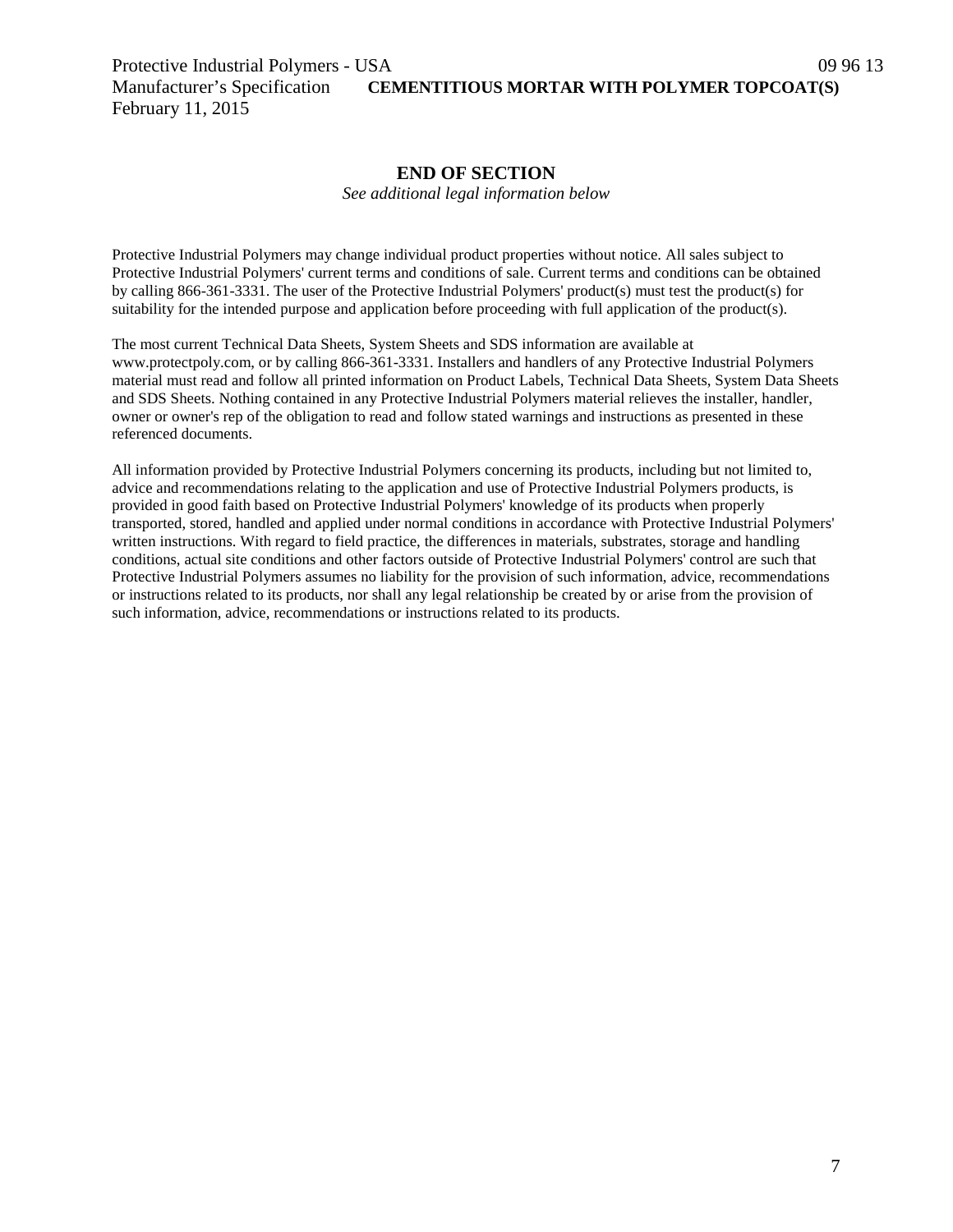**END OF SECTION**

*See additional legal information below*

Protective Industrial Polymers may change individual product properties without notice. All sales subject to Protective Industrial Polymers' current terms and conditions of sale. Current terms and conditions can be obtained by calling 866-361-3331. The user of the Protective Industrial Polymers' product(s) must test the product(s) for suitability for the intended purpose and application before proceeding with full application of the product(s).

The most current Technical Data Sheets, System Sheets and SDS information are available at www.protectpoly.com, or by calling 866-361-3331. Installers and handlers of any Protective Industrial Polymers material must read and follow all printed information on Product Labels, Technical Data Sheets, System Data Sheets and SDS Sheets. Nothing contained in any Protective Industrial Polymers material relieves the installer, handler, owner or owner's rep of the obligation to read and follow stated warnings and instructions as presented in these referenced documents.

All information provided by Protective Industrial Polymers concerning its products, including but not limited to, advice and recommendations relating to the application and use of Protective Industrial Polymers products, is provided in good faith based on Protective Industrial Polymers' knowledge of its products when properly transported, stored, handled and applied under normal conditions in accordance with Protective Industrial Polymers' written instructions. With regard to field practice, the differences in materials, substrates, storage and handling conditions, actual site conditions and other factors outside of Protective Industrial Polymers' control are such that Protective Industrial Polymers assumes no liability for the provision of such information, advice, recommendations or instructions related to its products, nor shall any legal relationship be created by or arise from the provision of such information, advice, recommendations or instructions related to its products.